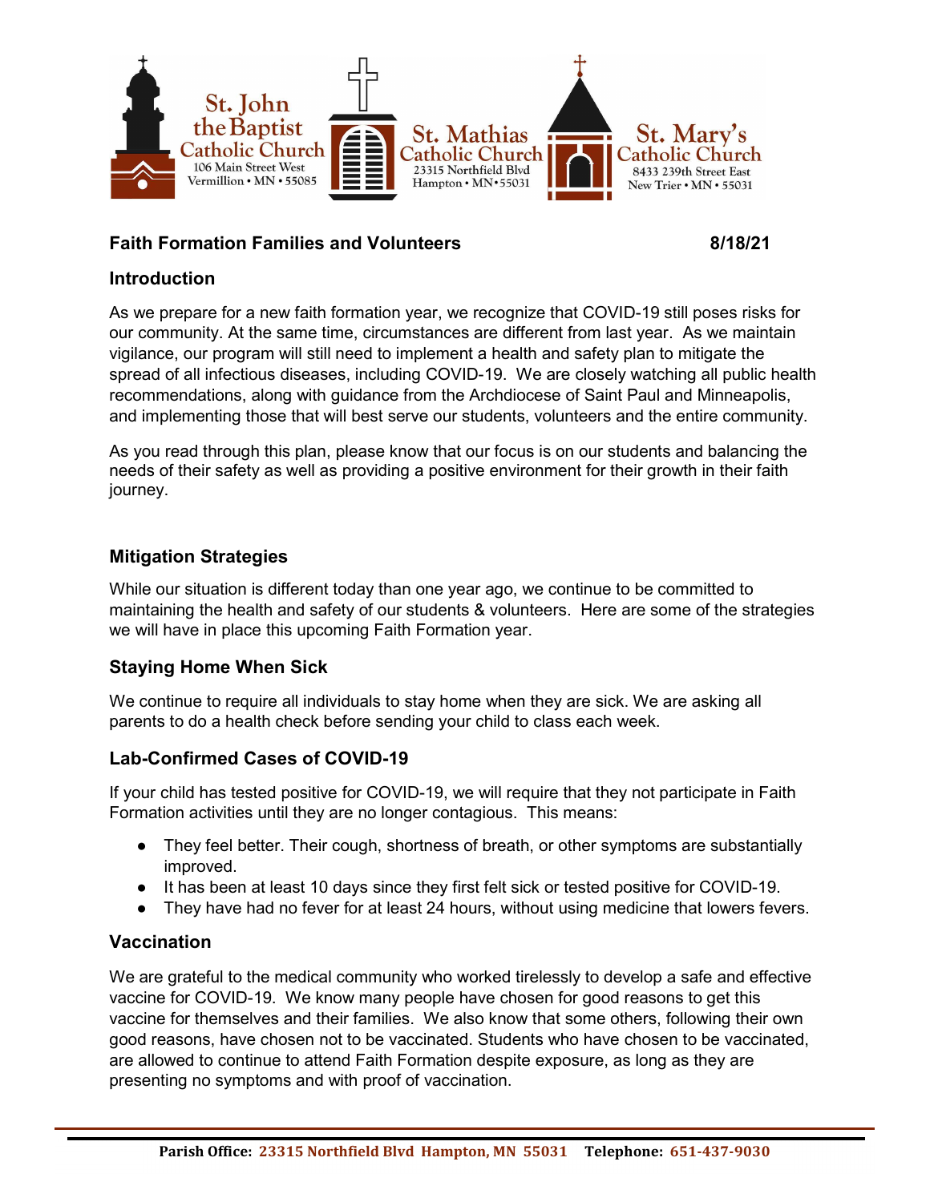St. John the Baptist Catholic Church
106 Main Street West
Vermillion • MN • 55085

St. Mathias Catholic Church
23315 Northfield Blvd
Hampton • MN • 55031

St. Mary's Catholic Church
8433 239th Street East
New Trier • MN • 55031

**Faith Formation Families and Volunteers** **8/18/21**

## Introduction

As we prepare for a new faith formation year, we recognize that COVID-19 still poses risks for our community. At the same time, circumstances are different from last year. As we maintain vigilance, our program will still need to implement a health and safety plan to mitigate the spread of all infectious diseases, including COVID-19. We are closely watching all public health recommendations, along with guidance from the Archdiocese of Saint Paul and Minneapolis, and implementing those that will best serve our students, volunteers and the entire community.

As you read through this plan, please know that our focus is on our students and balancing the needs of their safety as well as providing a positive environment for their growth in their faith journey.

## Mitigation Strategies

While our situation is different today than one year ago, we continue to be committed to maintaining the health and safety of our students & volunteers. Here are some of the strategies we will have in place this upcoming Faith Formation year.

### Staying Home When Sick

We continue to require all individuals to stay home when they are sick. We are asking all parents to do a health check before sending your child to class each week.

### Lab-Confirmed Cases of COVID-19

If your child has tested positive for COVID-19, we will require that they not participate in Faith Formation activities until they are no longer contagious. This means:

- They feel better. Their cough, shortness of breath, or other symptoms are substantially improved.
- It has been at least 10 days since they first felt sick or tested positive for COVID-19.
- They have had no fever for at least 24 hours, without using medicine that lowers fevers.

### Vaccination

We are grateful to the medical community who worked tirelessly to develop a safe and effective vaccine for COVID-19. We know many people have chosen for good reasons to get this vaccine for themselves and their families. We also know that some others, following their own good reasons, have chosen not to be vaccinated. Students who have chosen to be vaccinated, are allowed to continue to attend Faith Formation despite exposure, as long as they are presenting no symptoms and with proof of vaccination.

**Parish Office:** 23315 Northfield Blvd Hampton, MN 55031 **Telephone:** 651-437-9030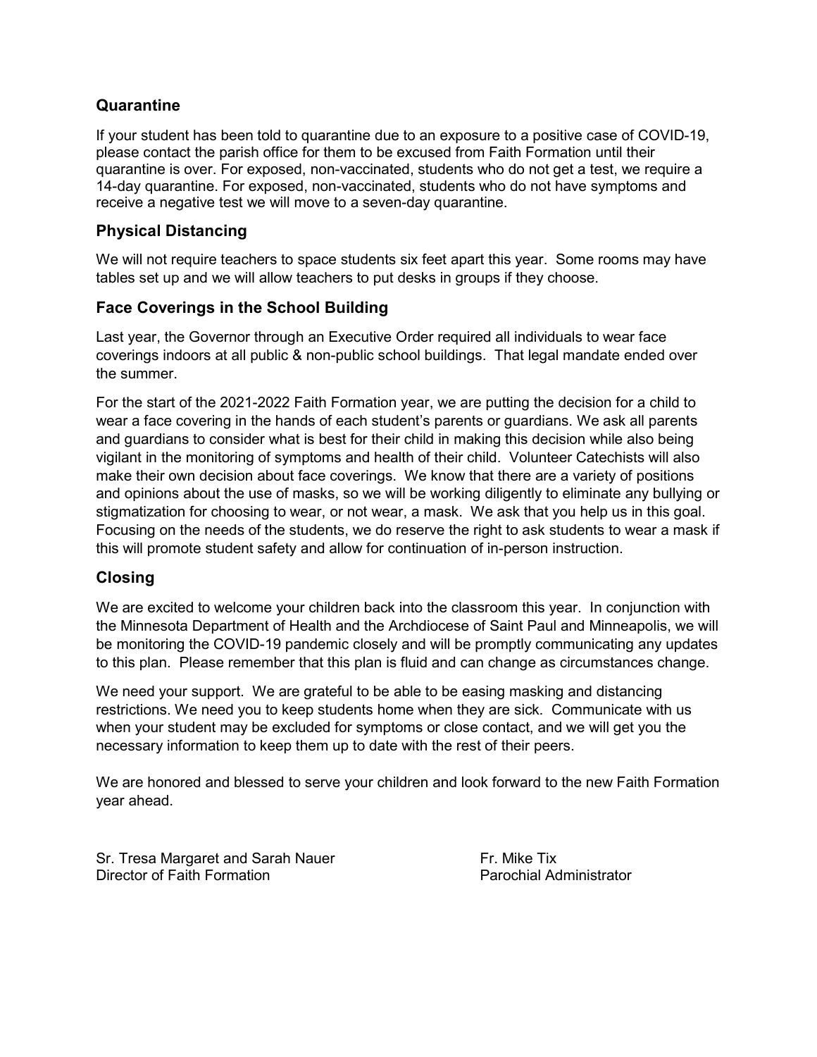## Quarantine

If your student has been told to quarantine due to an exposure to a positive case of COVID-19, please contact the parish office for them to be excused from Faith Formation until their quarantine is over. For exposed, non-vaccinated, students who do not get a test, we require a 14-day quarantine. For exposed, non-vaccinated, students who do not have symptoms and receive a negative test we will move to a seven-day quarantine.

## Physical Distancing

We will not require teachers to space students six feet apart this year. Some rooms may have tables set up and we will allow teachers to put desks in groups if they choose.

## Face Coverings in the School Building

Last year, the Governor through an Executive Order required all individuals to wear face coverings indoors at all public & non-public school buildings. That legal mandate ended over the summer.

For the start of the 2021-2022 Faith Formation year, we are putting the decision for a child to wear a face covering in the hands of each student's parents or guardians. We ask all parents and guardians to consider what is best for their child in making this decision while also being vigilant in the monitoring of symptoms and health of their child. Volunteer Catechists will also make their own decision about face coverings. We know that there are a variety of positions and opinions about the use of masks, so we will be working diligently to eliminate any bullying or stigmatization for choosing to wear, or not wear, a mask. We ask that you help us in this goal. Focusing on the needs of the students, we do reserve the right to ask students to wear a mask if this will promote student safety and allow for continuation of in-person instruction.

## Closing

We are excited to welcome your children back into the classroom this year. In conjunction with the Minnesota Department of Health and the Archdiocese of Saint Paul and Minneapolis, we will be monitoring the COVID-19 pandemic closely and will be promptly communicating any updates to this plan. Please remember that this plan is fluid and can change as circumstances change.

We need your support. We are grateful to be able to be easing masking and distancing restrictions. We need you to keep students home when they are sick. Communicate with us when your student may be excluded for symptoms or close contact, and we will get you the necessary information to keep them up to date with the rest of their peers.

We are honored and blessed to serve your children and look forward to the new Faith Formation year ahead.

Sr. Tresa Margaret and Sarah Nauer
Director of Faith Formation

Fr. Mike Tix
Parochial Administrator